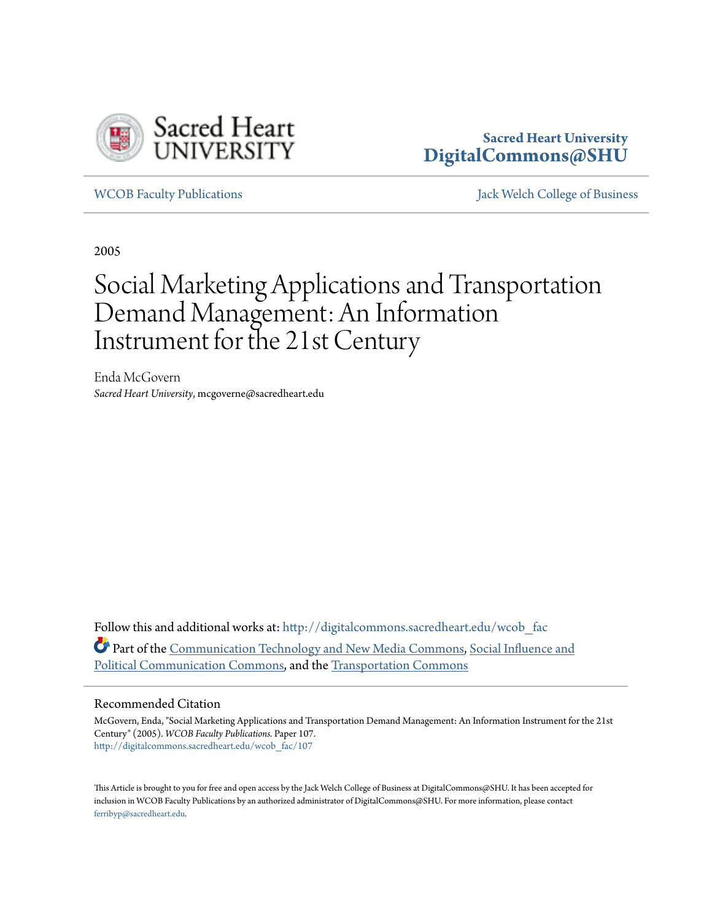Sacred Heart University
DigitalCommons@SHU

WCOB Faculty Publications | Jack Welch College of Business

2005

# Social Marketing Applications and Transportation Demand Management: An Information Instrument for the 21st Century

Enda McGovern
*Sacred Heart University*, mcgoverne@sacredheart.edu

Follow this and additional works at: http://digitalcommons.sacredheart.edu/wcob_fac

Part of the Communication Technology and New Media Commons, Social Influence and Political Communication Commons, and the Transportation Commons

## Recommended Citation

McGovern, Enda, "Social Marketing Applications and Transportation Demand Management: An Information Instrument for the 21st Century" (2005). *WCOB Faculty Publications.* Paper 107.
http://digitalcommons.sacredheart.edu/wcob_fac/107

This Article is brought to you for free and open access by the Jack Welch College of Business at DigitalCommons@SHU. It has been accepted for inclusion in WCOB Faculty Publications by an authorized administrator of DigitalCommons@SHU. For more information, please contact ferribyp@sacredheart.edu.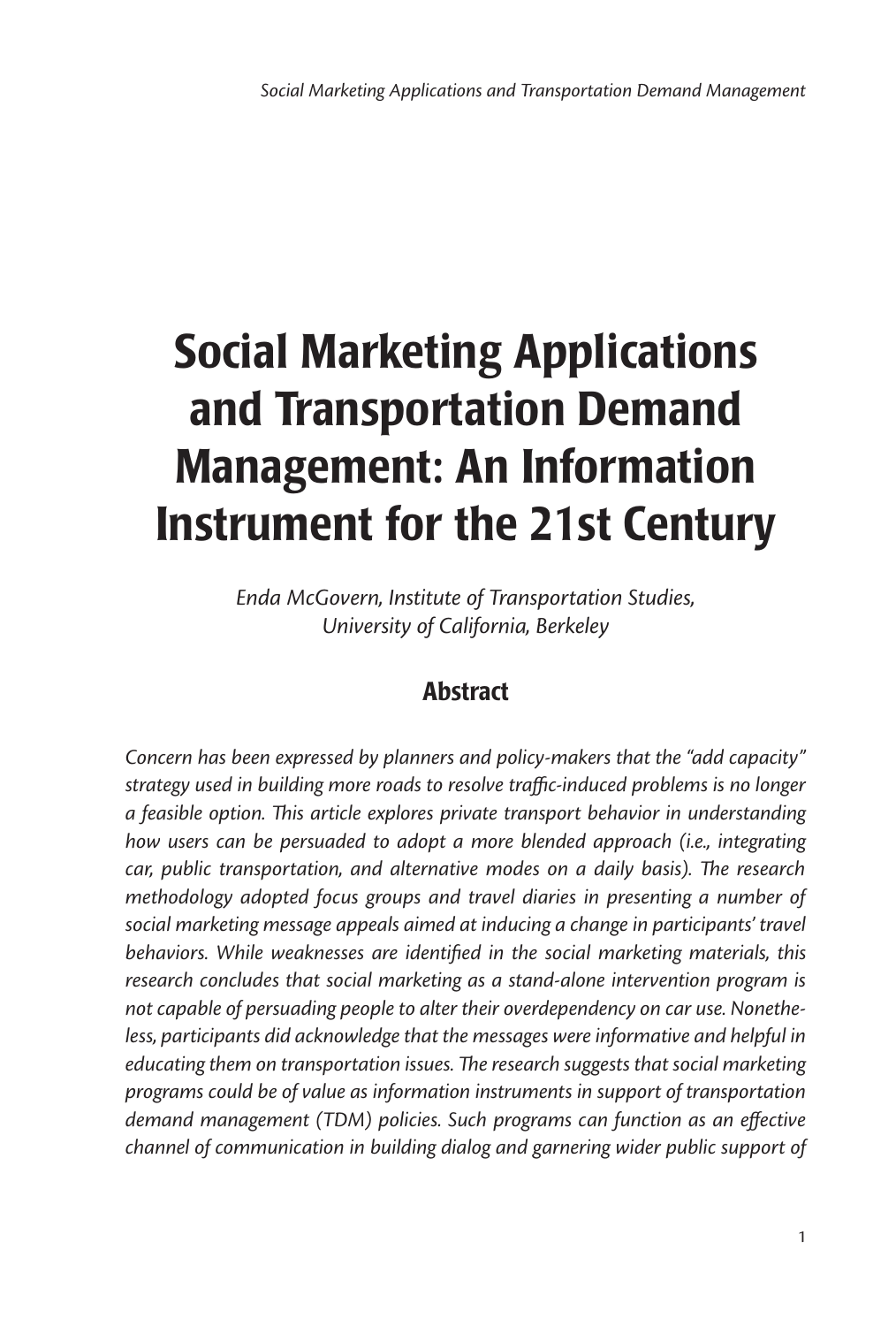# Social Marketing Applications and Transportation Demand Management: An Information Instrument for the 21st Century

*Enda McGovern, Institute of Transportation Studies, University of California, Berkeley*

## Abstract

*Concern has been expressed by planners and policy-makers that the "add capacity" strategy used in building more roads to resolve traffic-induced problems is no longer a feasible option. This article explores private transport behavior in understanding how users can be persuaded to adopt a more blended approach (i.e., integrating car, public transportation, and alternative modes on a daily basis). The research methodology adopted focus groups and travel diaries in presenting a number of social marketing message appeals aimed at inducing a change in participants' travel behaviors. While weaknesses are identified in the social marketing materials, this research concludes that social marketing as a stand-alone intervention program is not capable of persuading people to alter their overdependency on car use. Nonetheless, participants did acknowledge that the messages were informative and helpful in educating them on transportation issues. The research suggests that social marketing programs could be of value as information instruments in support of transportation demand management (TDM) policies. Such programs can function as an effective channel of communication in building dialog and garnering wider public support of*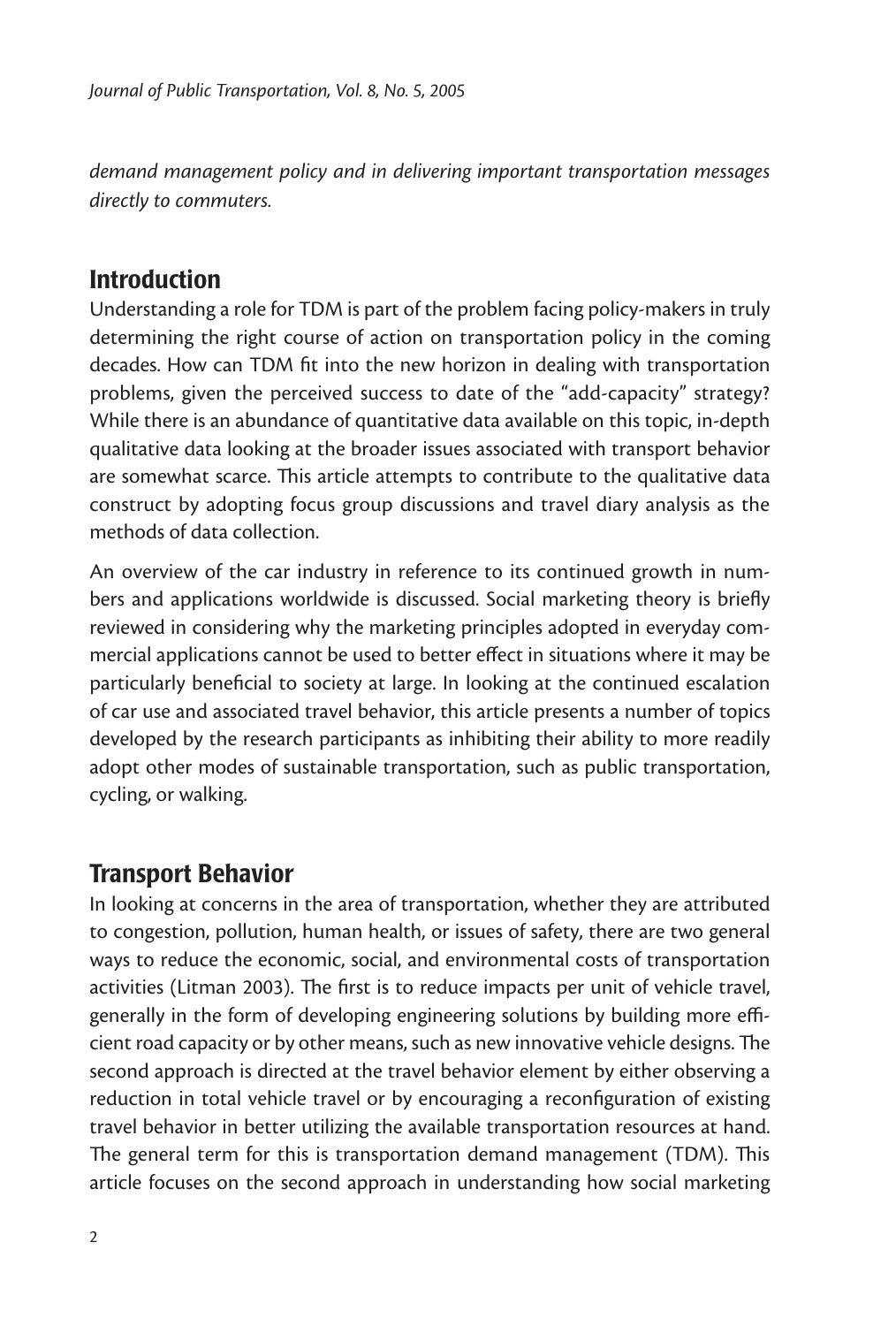*demand management policy and in delivering important transportation messages directly to commuters.*

## Introduction

Understanding a role for TDM is part of the problem facing policy-makers in truly determining the right course of action on transportation policy in the coming decades. How can TDM fit into the new horizon in dealing with transportation problems, given the perceived success to date of the "add-capacity" strategy? While there is an abundance of quantitative data available on this topic, in-depth qualitative data looking at the broader issues associated with transport behavior are somewhat scarce. This article attempts to contribute to the qualitative data construct by adopting focus group discussions and travel diary analysis as the methods of data collection.

An overview of the car industry in reference to its continued growth in numbers and applications worldwide is discussed. Social marketing theory is briefly reviewed in considering why the marketing principles adopted in everyday commercial applications cannot be used to better effect in situations where it may be particularly beneficial to society at large. In looking at the continued escalation of car use and associated travel behavior, this article presents a number of topics developed by the research participants as inhibiting their ability to more readily adopt other modes of sustainable transportation, such as public transportation, cycling, or walking.

## Transport Behavior

In looking at concerns in the area of transportation, whether they are attributed to congestion, pollution, human health, or issues of safety, there are two general ways to reduce the economic, social, and environmental costs of transportation activities (Litman 2003). The first is to reduce impacts per unit of vehicle travel, generally in the form of developing engineering solutions by building more efficient road capacity or by other means, such as new innovative vehicle designs. The second approach is directed at the travel behavior element by either observing a reduction in total vehicle travel or by encouraging a reconfiguration of existing travel behavior in better utilizing the available transportation resources at hand. The general term for this is transportation demand management (TDM). This article focuses on the second approach in understanding how social marketing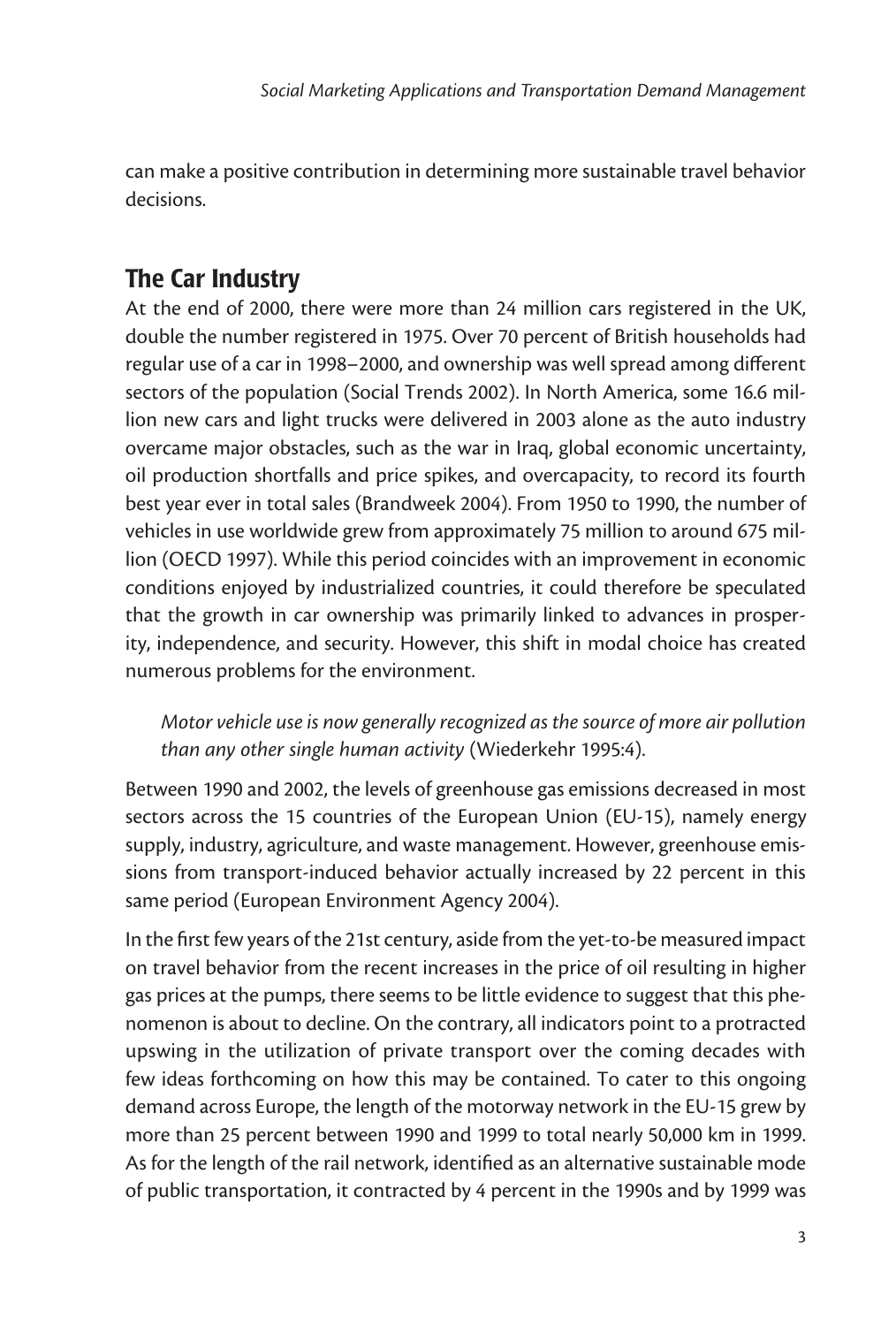can make a positive contribution in determining more sustainable travel behavior decisions.

## The Car Industry

At the end of 2000, there were more than 24 million cars registered in the UK, double the number registered in 1975. Over 70 percent of British households had regular use of a car in 1998–2000, and ownership was well spread among different sectors of the population (Social Trends 2002). In North America, some 16.6 million new cars and light trucks were delivered in 2003 alone as the auto industry overcame major obstacles, such as the war in Iraq, global economic uncertainty, oil production shortfalls and price spikes, and overcapacity, to record its fourth best year ever in total sales (Brandweek 2004). From 1950 to 1990, the number of vehicles in use worldwide grew from approximately 75 million to around 675 million (OECD 1997). While this period coincides with an improvement in economic conditions enjoyed by industrialized countries, it could therefore be speculated that the growth in car ownership was primarily linked to advances in prosperity, independence, and security. However, this shift in modal choice has created numerous problems for the environment.

> *Motor vehicle use is now generally recognized as the source of more air pollution than any other single human activity* (Wiederkehr 1995:4).

Between 1990 and 2002, the levels of greenhouse gas emissions decreased in most sectors across the 15 countries of the European Union (EU-15), namely energy supply, industry, agriculture, and waste management. However, greenhouse emissions from transport-induced behavior actually increased by 22 percent in this same period (European Environment Agency 2004).

In the first few years of the 21st century, aside from the yet-to-be measured impact on travel behavior from the recent increases in the price of oil resulting in higher gas prices at the pumps, there seems to be little evidence to suggest that this phenomenon is about to decline. On the contrary, all indicators point to a protracted upswing in the utilization of private transport over the coming decades with few ideas forthcoming on how this may be contained. To cater to this ongoing demand across Europe, the length of the motorway network in the EU-15 grew by more than 25 percent between 1990 and 1999 to total nearly 50,000 km in 1999. As for the length of the rail network, identified as an alternative sustainable mode of public transportation, it contracted by 4 percent in the 1990s and by 1999 was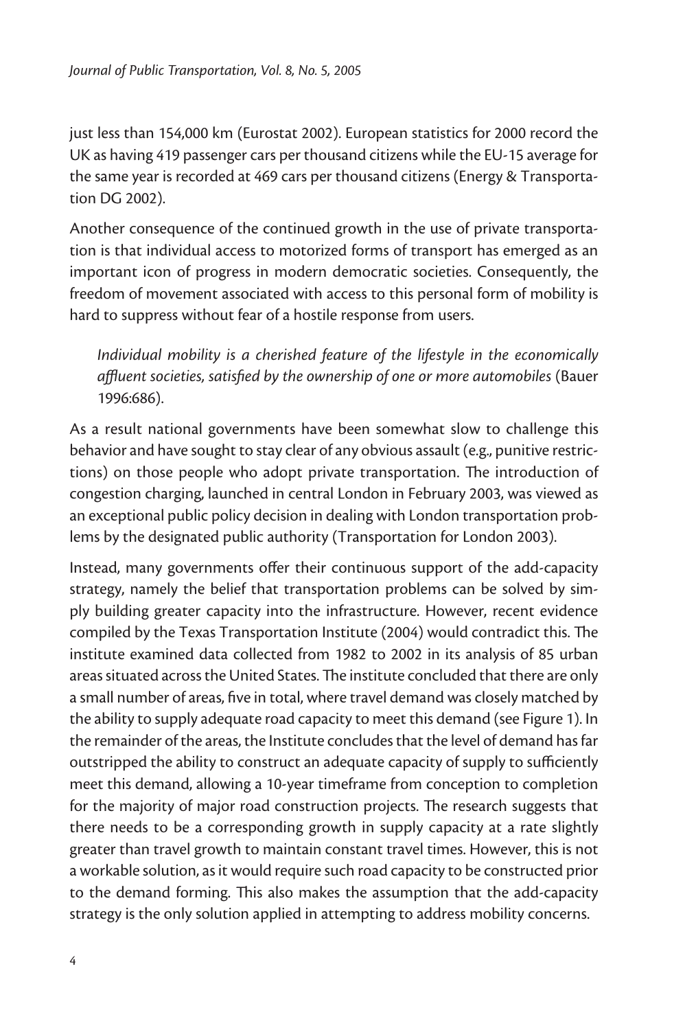just less than 154,000 km (Eurostat 2002). European statistics for 2000 record the UK as having 419 passenger cars per thousand citizens while the EU-15 average for the same year is recorded at 469 cars per thousand citizens (Energy & Transportation DG 2002).

Another consequence of the continued growth in the use of private transportation is that individual access to motorized forms of transport has emerged as an important icon of progress in modern democratic societies. Consequently, the freedom of movement associated with access to this personal form of mobility is hard to suppress without fear of a hostile response from users.

> *Individual mobility is a cherished feature of the lifestyle in the economically affluent societies, satisfied by the ownership of one or more automobiles* (Bauer 1996:686).

As a result national governments have been somewhat slow to challenge this behavior and have sought to stay clear of any obvious assault (e.g., punitive restrictions) on those people who adopt private transportation. The introduction of congestion charging, launched in central London in February 2003, was viewed as an exceptional public policy decision in dealing with London transportation problems by the designated public authority (Transportation for London 2003).

Instead, many governments offer their continuous support of the add-capacity strategy, namely the belief that transportation problems can be solved by simply building greater capacity into the infrastructure. However, recent evidence compiled by the Texas Transportation Institute (2004) would contradict this. The institute examined data collected from 1982 to 2002 in its analysis of 85 urban areas situated across the United States. The institute concluded that there are only a small number of areas, five in total, where travel demand was closely matched by the ability to supply adequate road capacity to meet this demand (see Figure 1). In the remainder of the areas, the Institute concludes that the level of demand has far outstripped the ability to construct an adequate capacity of supply to sufficiently meet this demand, allowing a 10-year timeframe from conception to completion for the majority of major road construction projects. The research suggests that there needs to be a corresponding growth in supply capacity at a rate slightly greater than travel growth to maintain constant travel times. However, this is not a workable solution, as it would require such road capacity to be constructed prior to the demand forming. This also makes the assumption that the add-capacity strategy is the only solution applied in attempting to address mobility concerns.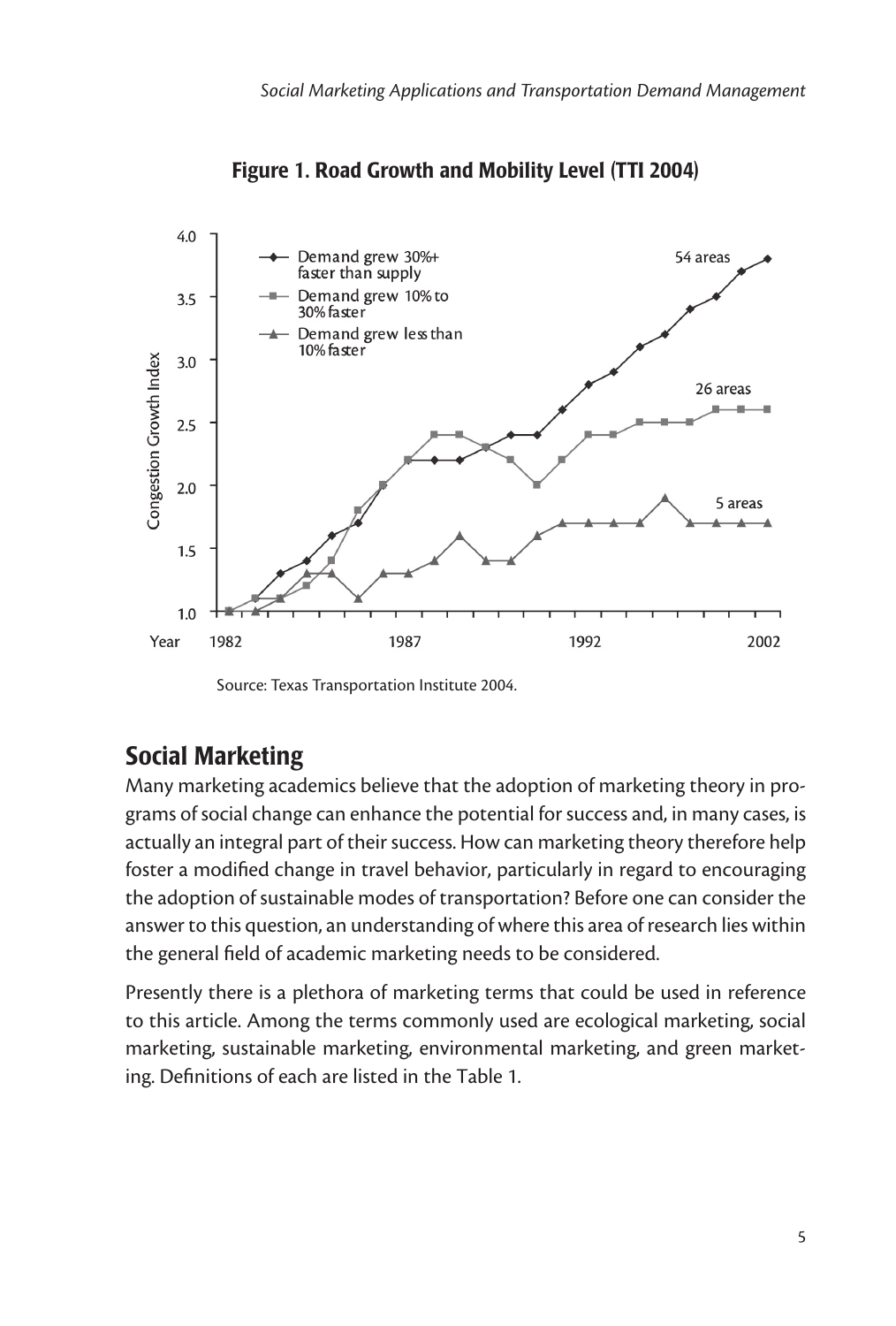**Figure 1. Road Growth and Mobility Level (TTI 2004)**

Source: Texas Transportation Institute 2004.

## Social Marketing

Many marketing academics believe that the adoption of marketing theory in programs of social change can enhance the potential for success and, in many cases, is actually an integral part of their success. How can marketing theory therefore help foster a modified change in travel behavior, particularly in regard to encouraging the adoption of sustainable modes of transportation? Before one can consider the answer to this question, an understanding of where this area of research lies within the general field of academic marketing needs to be considered.

Presently there is a plethora of marketing terms that could be used in reference to this article. Among the terms commonly used are ecological marketing, social marketing, sustainable marketing, environmental marketing, and green marketing. Definitions of each are listed in the Table 1.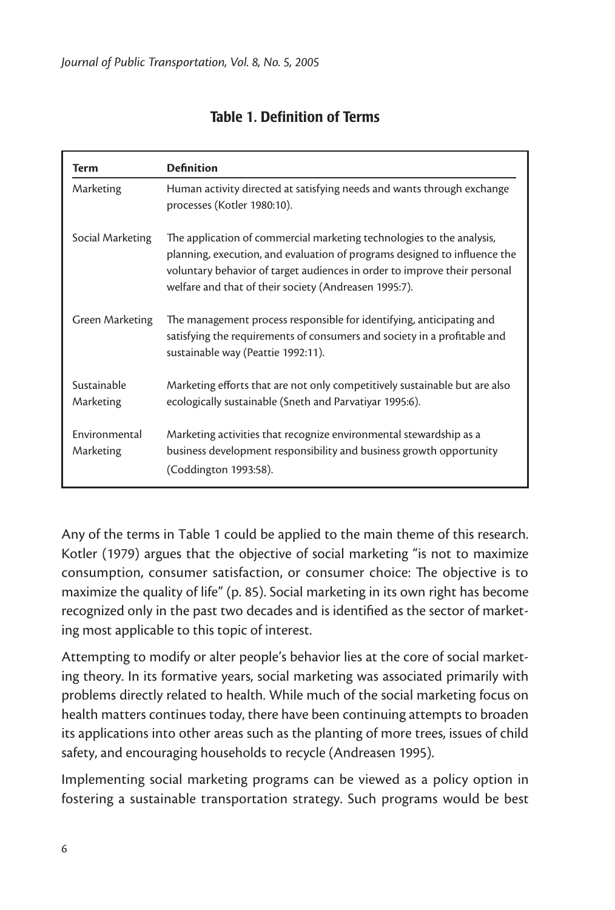**Table 1. Definition of Terms**

| Term | Definition |
|---|---|
| Marketing | Human activity directed at satisfying needs and wants through exchange processes (Kotler 1980:10). |
| Social Marketing | The application of commercial marketing technologies to the analysis, planning, execution, and evaluation of programs designed to influence the voluntary behavior of target audiences in order to improve their personal welfare and that of their society (Andreasen 1995:7). |
| Green Marketing | The management process responsible for identifying, anticipating and satisfying the requirements of consumers and society in a profitable and sustainable way (Peattie 1992:11). |
| Sustainable Marketing | Marketing efforts that are not only competitively sustainable but are also ecologically sustainable (Sneth and Parvatiyar 1995:6). |
| Environmental Marketing | Marketing activities that recognize environmental stewardship as a business development responsibility and business growth opportunity (Coddington 1993:58). |

Any of the terms in Table 1 could be applied to the main theme of this research. Kotler (1979) argues that the objective of social marketing "is not to maximize consumption, consumer satisfaction, or consumer choice: The objective is to maximize the quality of life" (p. 85). Social marketing in its own right has become recognized only in the past two decades and is identified as the sector of marketing most applicable to this topic of interest.

Attempting to modify or alter people's behavior lies at the core of social marketing theory. In its formative years, social marketing was associated primarily with problems directly related to health. While much of the social marketing focus on health matters continues today, there have been continuing attempts to broaden its applications into other areas such as the planting of more trees, issues of child safety, and encouraging households to recycle (Andreasen 1995).

Implementing social marketing programs can be viewed as a policy option in fostering a sustainable transportation strategy. Such programs would be best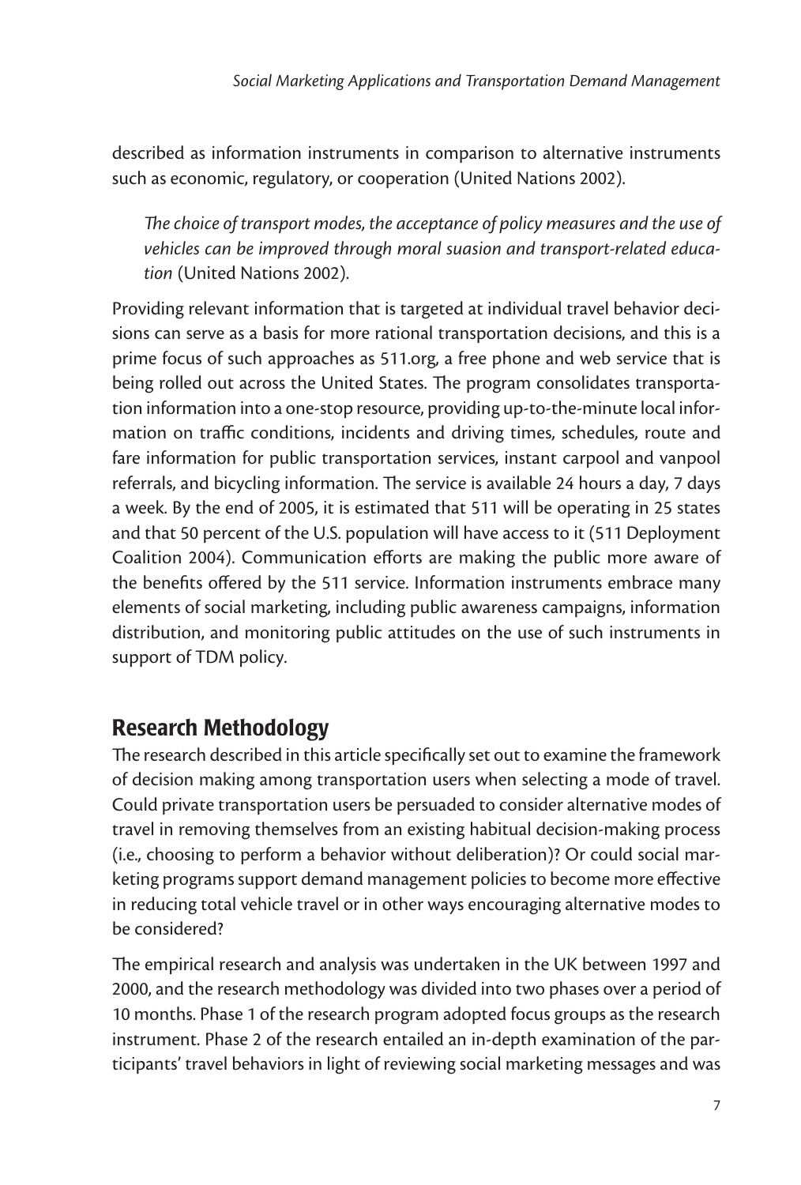described as information instruments in comparison to alternative instruments such as economic, regulatory, or cooperation (United Nations 2002).

> *The choice of transport modes, the acceptance of policy measures and the use of vehicles can be improved through moral suasion and transport-related education* (United Nations 2002).

Providing relevant information that is targeted at individual travel behavior decisions can serve as a basis for more rational transportation decisions, and this is a prime focus of such approaches as 511.org, a free phone and web service that is being rolled out across the United States. The program consolidates transportation information into a one-stop resource, providing up-to-the-minute local information on traffic conditions, incidents and driving times, schedules, route and fare information for public transportation services, instant carpool and vanpool referrals, and bicycling information. The service is available 24 hours a day, 7 days a week. By the end of 2005, it is estimated that 511 will be operating in 25 states and that 50 percent of the U.S. population will have access to it (511 Deployment Coalition 2004). Communication efforts are making the public more aware of the benefits offered by the 511 service. Information instruments embrace many elements of social marketing, including public awareness campaigns, information distribution, and monitoring public attitudes on the use of such instruments in support of TDM policy.

## Research Methodology

The research described in this article specifically set out to examine the framework of decision making among transportation users when selecting a mode of travel. Could private transportation users be persuaded to consider alternative modes of travel in removing themselves from an existing habitual decision-making process (i.e., choosing to perform a behavior without deliberation)? Or could social marketing programs support demand management policies to become more effective in reducing total vehicle travel or in other ways encouraging alternative modes to be considered?

The empirical research and analysis was undertaken in the UK between 1997 and 2000, and the research methodology was divided into two phases over a period of 10 months. Phase 1 of the research program adopted focus groups as the research instrument. Phase 2 of the research entailed an in-depth examination of the participants' travel behaviors in light of reviewing social marketing messages and was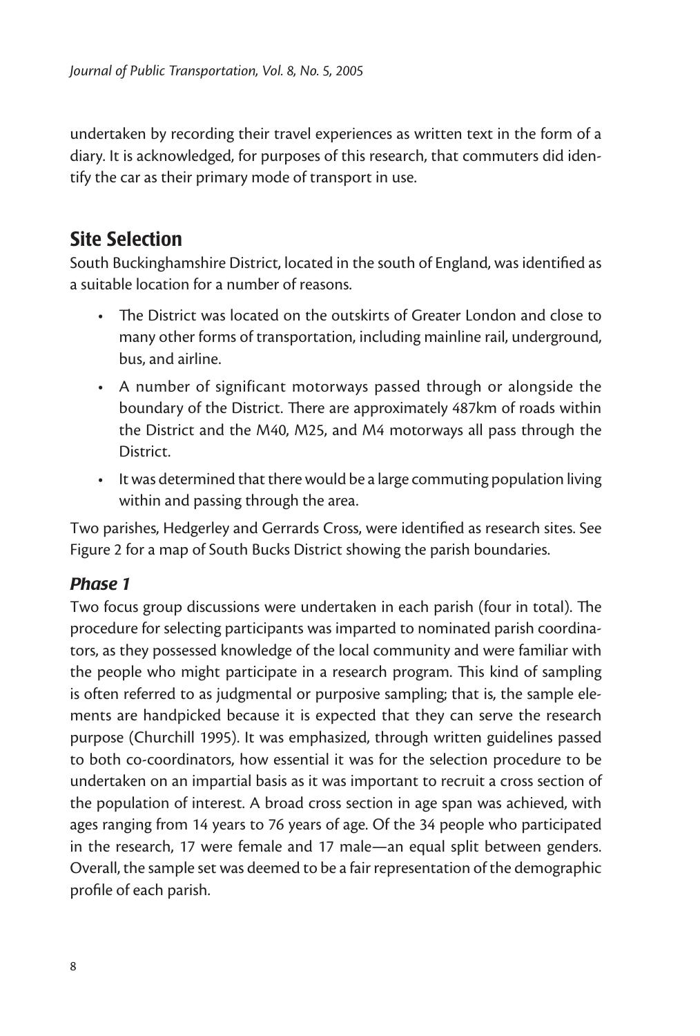undertaken by recording their travel experiences as written text in the form of a diary. It is acknowledged, for purposes of this research, that commuters did identify the car as their primary mode of transport in use.

## Site Selection

South Buckinghamshire District, located in the south of England, was identified as a suitable location for a number of reasons.

- The District was located on the outskirts of Greater London and close to many other forms of transportation, including mainline rail, underground, bus, and airline.
- A number of significant motorways passed through or alongside the boundary of the District. There are approximately 487km of roads within the District and the M40, M25, and M4 motorways all pass through the District.
- It was determined that there would be a large commuting population living within and passing through the area.

Two parishes, Hedgerley and Gerrards Cross, were identified as research sites. See Figure 2 for a map of South Bucks District showing the parish boundaries.

### *Phase 1*

Two focus group discussions were undertaken in each parish (four in total). The procedure for selecting participants was imparted to nominated parish coordinators, as they possessed knowledge of the local community and were familiar with the people who might participate in a research program. This kind of sampling is often referred to as judgmental or purposive sampling; that is, the sample elements are handpicked because it is expected that they can serve the research purpose (Churchill 1995). It was emphasized, through written guidelines passed to both co-coordinators, how essential it was for the selection procedure to be undertaken on an impartial basis as it was important to recruit a cross section of the population of interest. A broad cross section in age span was achieved, with ages ranging from 14 years to 76 years of age. Of the 34 people who participated in the research, 17 were female and 17 male—an equal split between genders. Overall, the sample set was deemed to be a fair representation of the demographic profile of each parish.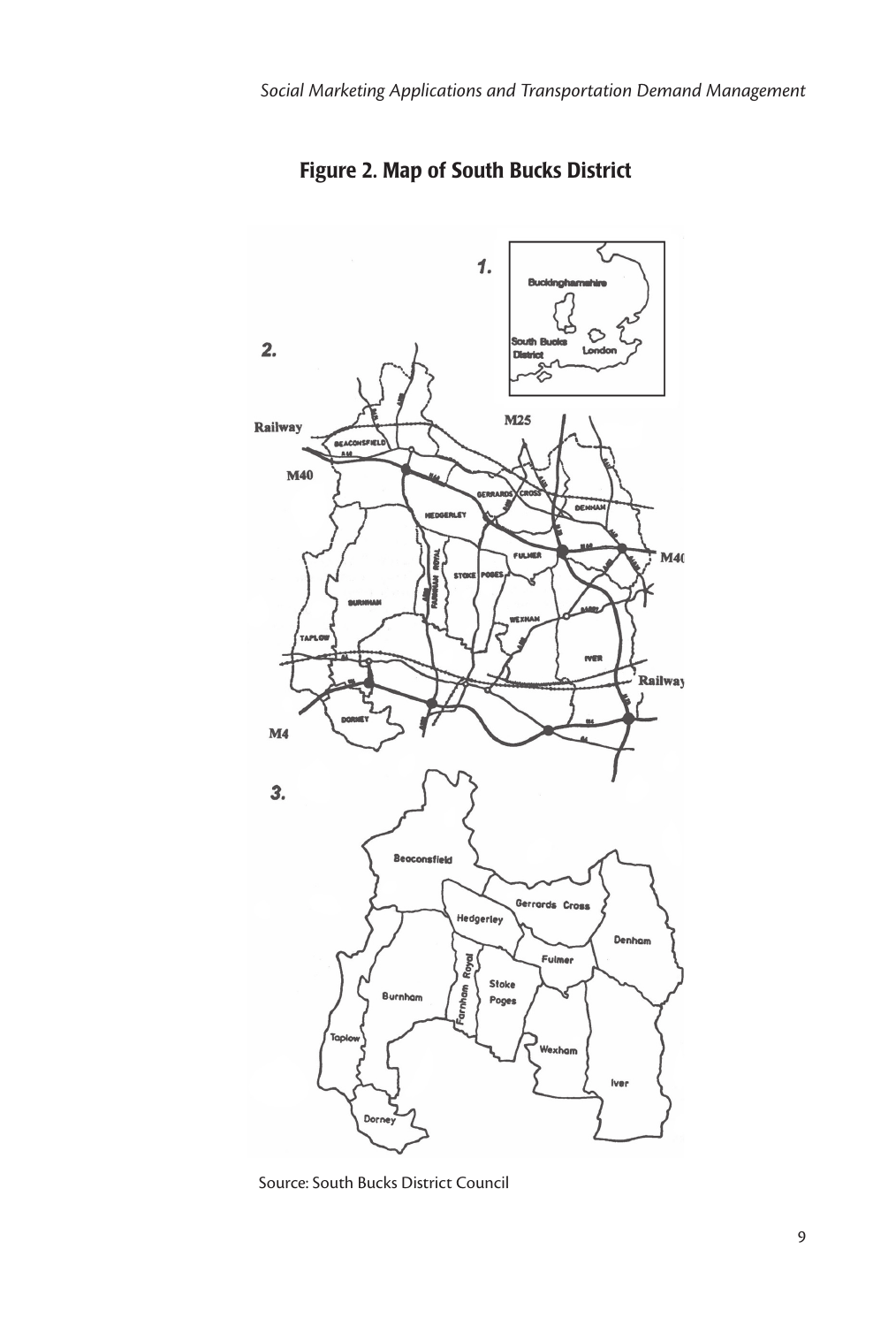## Figure 2. Map of South Bucks District

Source: South Bucks District Council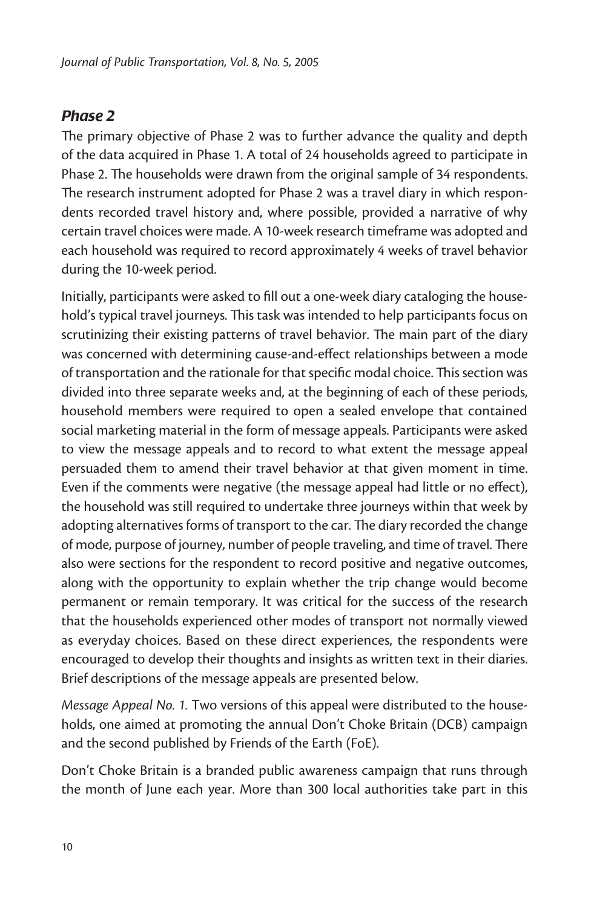### *Phase 2*

The primary objective of Phase 2 was to further advance the quality and depth of the data acquired in Phase 1. A total of 24 households agreed to participate in Phase 2. The households were drawn from the original sample of 34 respondents. The research instrument adopted for Phase 2 was a travel diary in which respondents recorded travel history and, where possible, provided a narrative of why certain travel choices were made. A 10-week research timeframe was adopted and each household was required to record approximately 4 weeks of travel behavior during the 10-week period.

Initially, participants were asked to fill out a one-week diary cataloging the household's typical travel journeys. This task was intended to help participants focus on scrutinizing their existing patterns of travel behavior. The main part of the diary was concerned with determining cause-and-effect relationships between a mode of transportation and the rationale for that specific modal choice. This section was divided into three separate weeks and, at the beginning of each of these periods, household members were required to open a sealed envelope that contained social marketing material in the form of message appeals. Participants were asked to view the message appeals and to record to what extent the message appeal persuaded them to amend their travel behavior at that given moment in time. Even if the comments were negative (the message appeal had little or no effect), the household was still required to undertake three journeys within that week by adopting alternatives forms of transport to the car. The diary recorded the change of mode, purpose of journey, number of people traveling, and time of travel. There also were sections for the respondent to record positive and negative outcomes, along with the opportunity to explain whether the trip change would become permanent or remain temporary. It was critical for the success of the research that the households experienced other modes of transport not normally viewed as everyday choices. Based on these direct experiences, the respondents were encouraged to develop their thoughts and insights as written text in their diaries. Brief descriptions of the message appeals are presented below.

*Message Appeal No. 1.* Two versions of this appeal were distributed to the households, one aimed at promoting the annual Don't Choke Britain (DCB) campaign and the second published by Friends of the Earth (FoE).

Don't Choke Britain is a branded public awareness campaign that runs through the month of June each year. More than 300 local authorities take part in this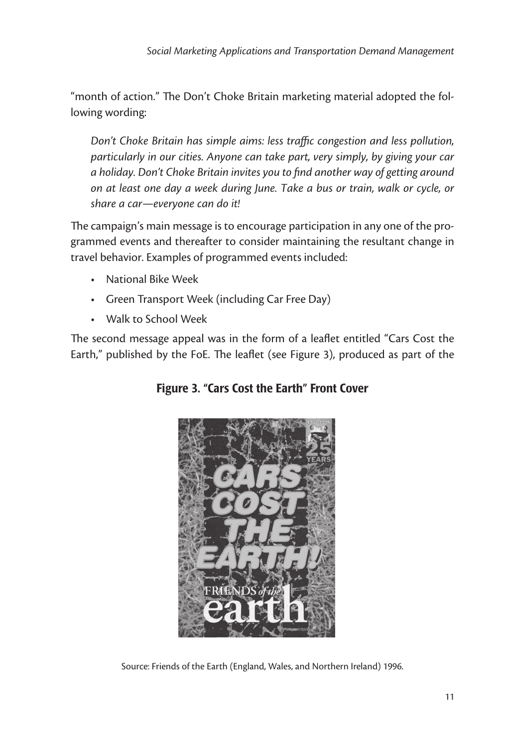"month of action." The Don't Choke Britain marketing material adopted the following wording:

> *Don't Choke Britain has simple aims: less traffic congestion and less pollution, particularly in our cities. Anyone can take part, very simply, by giving your car a holiday. Don't Choke Britain invites you to find another way of getting around on at least one day a week during June. Take a bus or train, walk or cycle, or share a car—everyone can do it!*

The campaign's main message is to encourage participation in any one of the programmed events and thereafter to consider maintaining the resultant change in travel behavior. Examples of programmed events included:

- National Bike Week
- Green Transport Week (including Car Free Day)
- Walk to School Week

The second message appeal was in the form of a leaflet entitled "Cars Cost the Earth," published by the FoE. The leaflet (see Figure 3), produced as part of the

**Figure 3. "Cars Cost the Earth" Front Cover**

Source: Friends of the Earth (England, Wales, and Northern Ireland) 1996.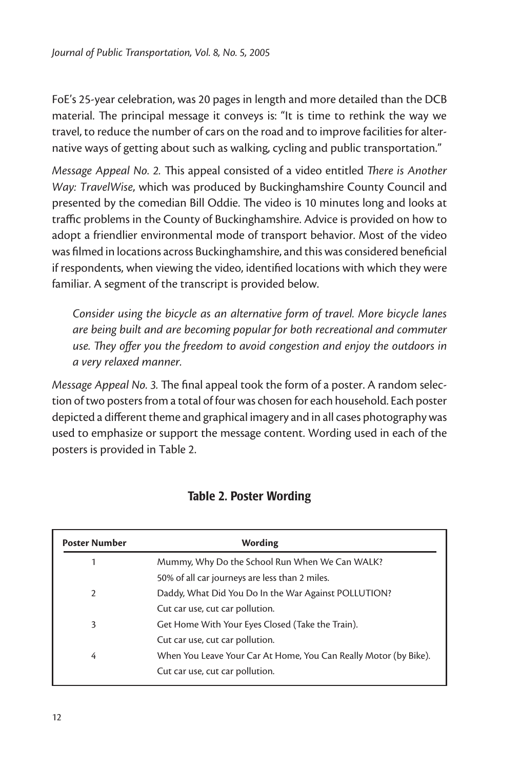FoE's 25-year celebration, was 20 pages in length and more detailed than the DCB material. The principal message it conveys is: "It is time to rethink the way we travel, to reduce the number of cars on the road and to improve facilities for alternative ways of getting about such as walking, cycling and public transportation."

*Message Appeal No. 2.* This appeal consisted of a video entitled *There is Another Way: TravelWise*, which was produced by Buckinghamshire County Council and presented by the comedian Bill Oddie. The video is 10 minutes long and looks at traffic problems in the County of Buckinghamshire. Advice is provided on how to adopt a friendlier environmental mode of transport behavior. Most of the video was filmed in locations across Buckinghamshire, and this was considered beneficial if respondents, when viewing the video, identified locations with which they were familiar. A segment of the transcript is provided below.

> *Consider using the bicycle as an alternative form of travel. More bicycle lanes are being built and are becoming popular for both recreational and commuter use. They offer you the freedom to avoid congestion and enjoy the outdoors in a very relaxed manner.*

*Message Appeal No. 3.* The final appeal took the form of a poster. A random selection of two posters from a total of four was chosen for each household. Each poster depicted a different theme and graphical imagery and in all cases photography was used to emphasize or support the message content. Wording used in each of the posters is provided in Table 2.

**Table 2. Poster Wording**

| Poster Number | Wording |
|---|---|
| 1 | Mummy, Why Do the School Run When We Can WALK? |
| | 50% of all car journeys are less than 2 miles. |
| 2 | Daddy, What Did You Do In the War Against POLLUTION? |
| | Cut car use, cut car pollution. |
| 3 | Get Home With Your Eyes Closed (Take the Train). |
| | Cut car use, cut car pollution. |
| 4 | When You Leave Your Car At Home, You Can Really Motor (by Bike). |
| | Cut car use, cut car pollution. |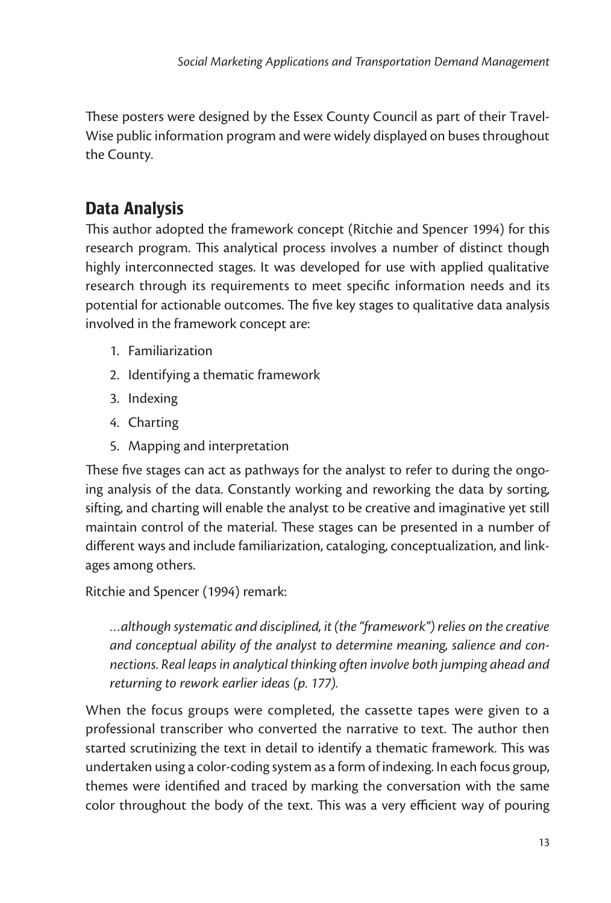These posters were designed by the Essex County Council as part of their Travel-Wise public information program and were widely displayed on buses throughout the County.

## Data Analysis

This author adopted the framework concept (Ritchie and Spencer 1994) for this research program. This analytical process involves a number of distinct though highly interconnected stages. It was developed for use with applied qualitative research through its requirements to meet specific information needs and its potential for actionable outcomes. The five key stages to qualitative data analysis involved in the framework concept are:

1. Familiarization
2. Identifying a thematic framework
3. Indexing
4. Charting
5. Mapping and interpretation

These five stages can act as pathways for the analyst to refer to during the ongoing analysis of the data. Constantly working and reworking the data by sorting, sifting, and charting will enable the analyst to be creative and imaginative yet still maintain control of the material. These stages can be presented in a number of different ways and include familiarization, cataloging, conceptualization, and linkages among others.

Ritchie and Spencer (1994) remark:

> *…although systematic and disciplined, it (the "framework") relies on the creative and conceptual ability of the analyst to determine meaning, salience and connections. Real leaps in analytical thinking often involve both jumping ahead and returning to rework earlier ideas (p. 177).*

When the focus groups were completed, the cassette tapes were given to a professional transcriber who converted the narrative to text. The author then started scrutinizing the text in detail to identify a thematic framework. This was undertaken using a color-coding system as a form of indexing. In each focus group, themes were identified and traced by marking the conversation with the same color throughout the body of the text. This was a very efficient way of pouring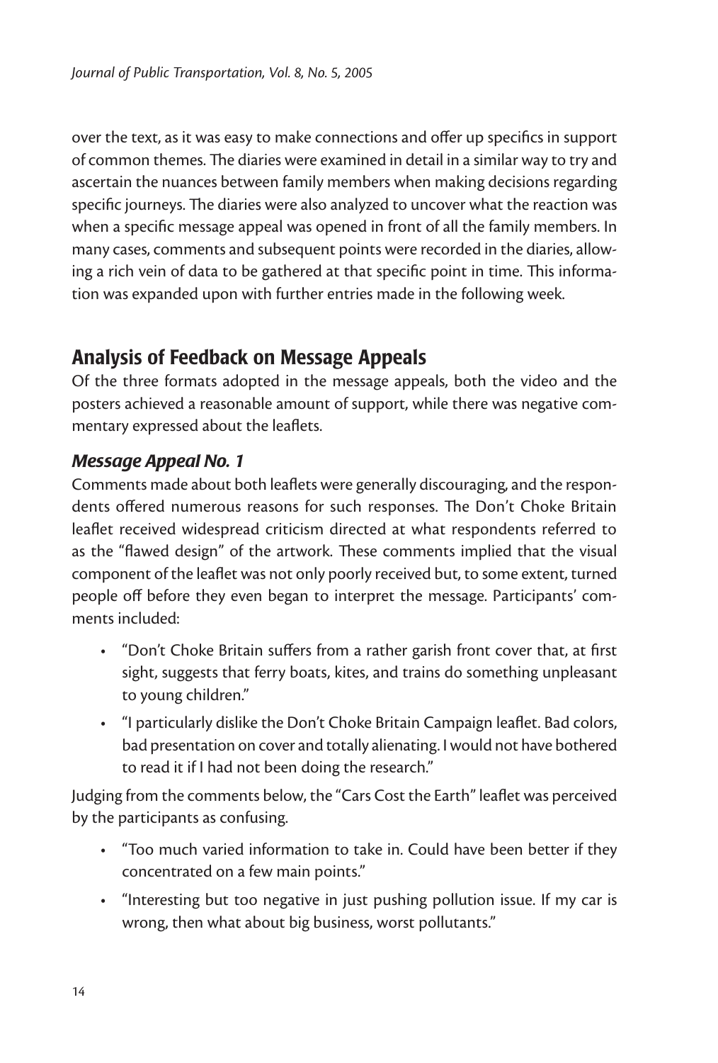over the text, as it was easy to make connections and offer up specifics in support of common themes. The diaries were examined in detail in a similar way to try and ascertain the nuances between family members when making decisions regarding specific journeys. The diaries were also analyzed to uncover what the reaction was when a specific message appeal was opened in front of all the family members. In many cases, comments and subsequent points were recorded in the diaries, allowing a rich vein of data to be gathered at that specific point in time. This information was expanded upon with further entries made in the following week.

## Analysis of Feedback on Message Appeals

Of the three formats adopted in the message appeals, both the video and the posters achieved a reasonable amount of support, while there was negative commentary expressed about the leaflets.

### *Message Appeal No. 1*

Comments made about both leaflets were generally discouraging, and the respondents offered numerous reasons for such responses. The Don't Choke Britain leaflet received widespread criticism directed at what respondents referred to as the "flawed design" of the artwork. These comments implied that the visual component of the leaflet was not only poorly received but, to some extent, turned people off before they even began to interpret the message. Participants' comments included:

- "Don't Choke Britain suffers from a rather garish front cover that, at first sight, suggests that ferry boats, kites, and trains do something unpleasant to young children."
- "I particularly dislike the Don't Choke Britain Campaign leaflet. Bad colors, bad presentation on cover and totally alienating. I would not have bothered to read it if I had not been doing the research."

Judging from the comments below, the "Cars Cost the Earth" leaflet was perceived by the participants as confusing.

- "Too much varied information to take in. Could have been better if they concentrated on a few main points."
- "Interesting but too negative in just pushing pollution issue. If my car is wrong, then what about big business, worst pollutants."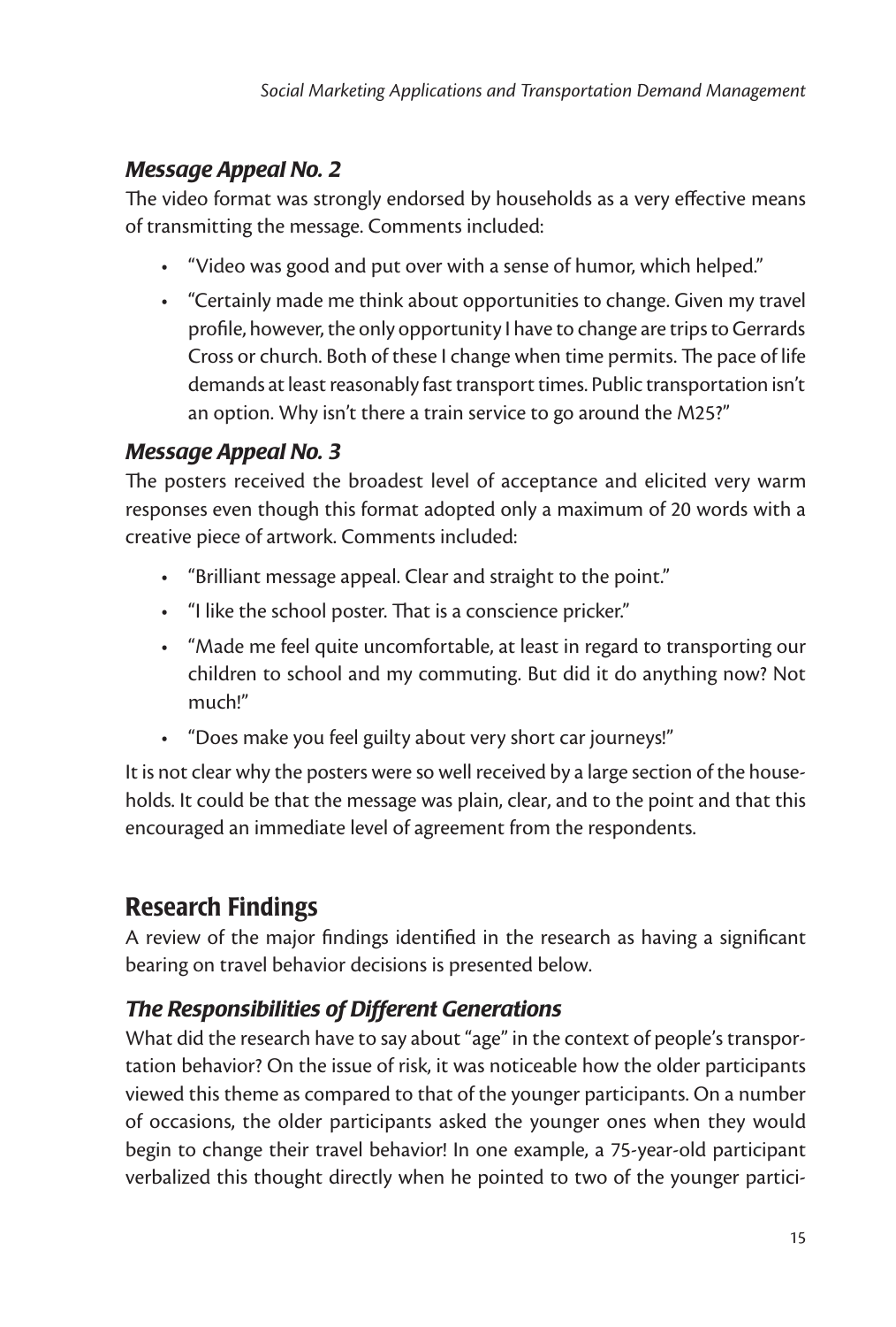### *Message Appeal No. 2*

The video format was strongly endorsed by households as a very effective means of transmitting the message. Comments included:

- "Video was good and put over with a sense of humor, which helped."
- "Certainly made me think about opportunities to change. Given my travel profile, however, the only opportunity I have to change are trips to Gerrards Cross or church. Both of these I change when time permits. The pace of life demands at least reasonably fast transport times. Public transportation isn't an option. Why isn't there a train service to go around the M25?"

### *Message Appeal No. 3*

The posters received the broadest level of acceptance and elicited very warm responses even though this format adopted only a maximum of 20 words with a creative piece of artwork. Comments included:

- "Brilliant message appeal. Clear and straight to the point."
- "I like the school poster. That is a conscience pricker."
- "Made me feel quite uncomfortable, at least in regard to transporting our children to school and my commuting. But did it do anything now? Not much!"
- "Does make you feel guilty about very short car journeys!"

It is not clear why the posters were so well received by a large section of the households. It could be that the message was plain, clear, and to the point and that this encouraged an immediate level of agreement from the respondents.

## Research Findings

A review of the major findings identified in the research as having a significant bearing on travel behavior decisions is presented below.

### *The Responsibilities of Different Generations*

What did the research have to say about "age" in the context of people's transportation behavior? On the issue of risk, it was noticeable how the older participants viewed this theme as compared to that of the younger participants. On a number of occasions, the older participants asked the younger ones when they would begin to change their travel behavior! In one example, a 75-year-old participant verbalized this thought directly when he pointed to two of the younger partici-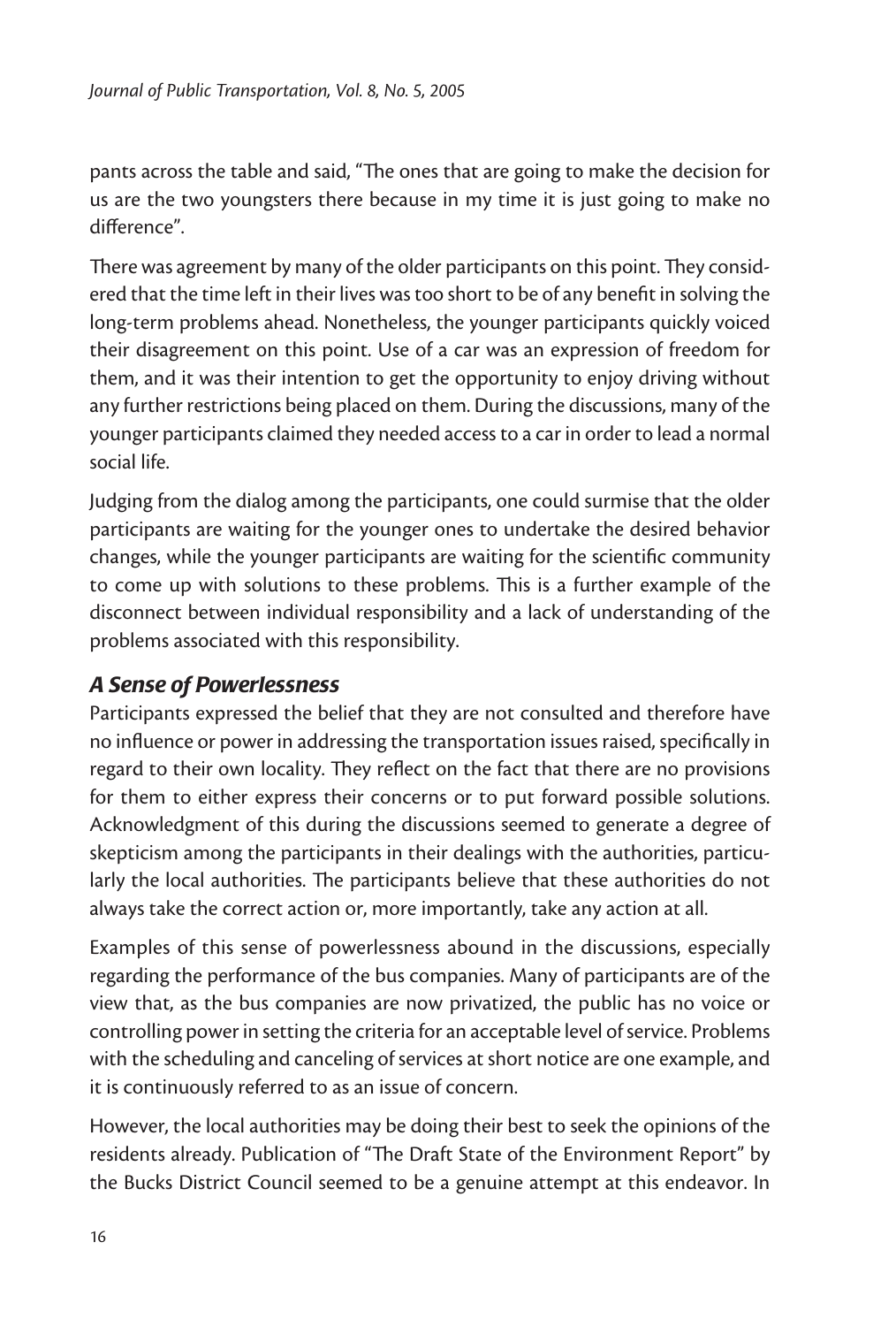pants across the table and said, "The ones that are going to make the decision for us are the two youngsters there because in my time it is just going to make no difference".

There was agreement by many of the older participants on this point. They considered that the time left in their lives was too short to be of any benefit in solving the long-term problems ahead. Nonetheless, the younger participants quickly voiced their disagreement on this point. Use of a car was an expression of freedom for them, and it was their intention to get the opportunity to enjoy driving without any further restrictions being placed on them. During the discussions, many of the younger participants claimed they needed access to a car in order to lead a normal social life.

Judging from the dialog among the participants, one could surmise that the older participants are waiting for the younger ones to undertake the desired behavior changes, while the younger participants are waiting for the scientific community to come up with solutions to these problems. This is a further example of the disconnect between individual responsibility and a lack of understanding of the problems associated with this responsibility.

### *A Sense of Powerlessness*

Participants expressed the belief that they are not consulted and therefore have no influence or power in addressing the transportation issues raised, specifically in regard to their own locality. They reflect on the fact that there are no provisions for them to either express their concerns or to put forward possible solutions. Acknowledgment of this during the discussions seemed to generate a degree of skepticism among the participants in their dealings with the authorities, particularly the local authorities. The participants believe that these authorities do not always take the correct action or, more importantly, take any action at all.

Examples of this sense of powerlessness abound in the discussions, especially regarding the performance of the bus companies. Many of participants are of the view that, as the bus companies are now privatized, the public has no voice or controlling power in setting the criteria for an acceptable level of service. Problems with the scheduling and canceling of services at short notice are one example, and it is continuously referred to as an issue of concern.

However, the local authorities may be doing their best to seek the opinions of the residents already. Publication of "The Draft State of the Environment Report" by the Bucks District Council seemed to be a genuine attempt at this endeavor. In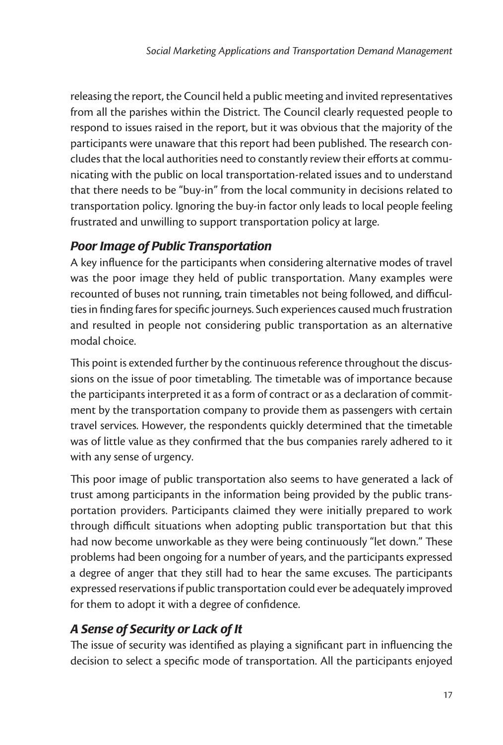releasing the report, the Council held a public meeting and invited representatives from all the parishes within the District. The Council clearly requested people to respond to issues raised in the report, but it was obvious that the majority of the participants were unaware that this report had been published. The research concludes that the local authorities need to constantly review their efforts at communicating with the public on local transportation-related issues and to understand that there needs to be "buy-in" from the local community in decisions related to transportation policy. Ignoring the buy-in factor only leads to local people feeling frustrated and unwilling to support transportation policy at large.

### *Poor Image of Public Transportation*

A key influence for the participants when considering alternative modes of travel was the poor image they held of public transportation. Many examples were recounted of buses not running, train timetables not being followed, and difficulties in finding fares for specific journeys. Such experiences caused much frustration and resulted in people not considering public transportation as an alternative modal choice.

This point is extended further by the continuous reference throughout the discussions on the issue of poor timetabling. The timetable was of importance because the participants interpreted it as a form of contract or as a declaration of commitment by the transportation company to provide them as passengers with certain travel services. However, the respondents quickly determined that the timetable was of little value as they confirmed that the bus companies rarely adhered to it with any sense of urgency.

This poor image of public transportation also seems to have generated a lack of trust among participants in the information being provided by the public transportation providers. Participants claimed they were initially prepared to work through difficult situations when adopting public transportation but that this had now become unworkable as they were being continuously "let down." These problems had been ongoing for a number of years, and the participants expressed a degree of anger that they still had to hear the same excuses. The participants expressed reservations if public transportation could ever be adequately improved for them to adopt it with a degree of confidence.

### *A Sense of Security or Lack of It*

The issue of security was identified as playing a significant part in influencing the decision to select a specific mode of transportation. All the participants enjoyed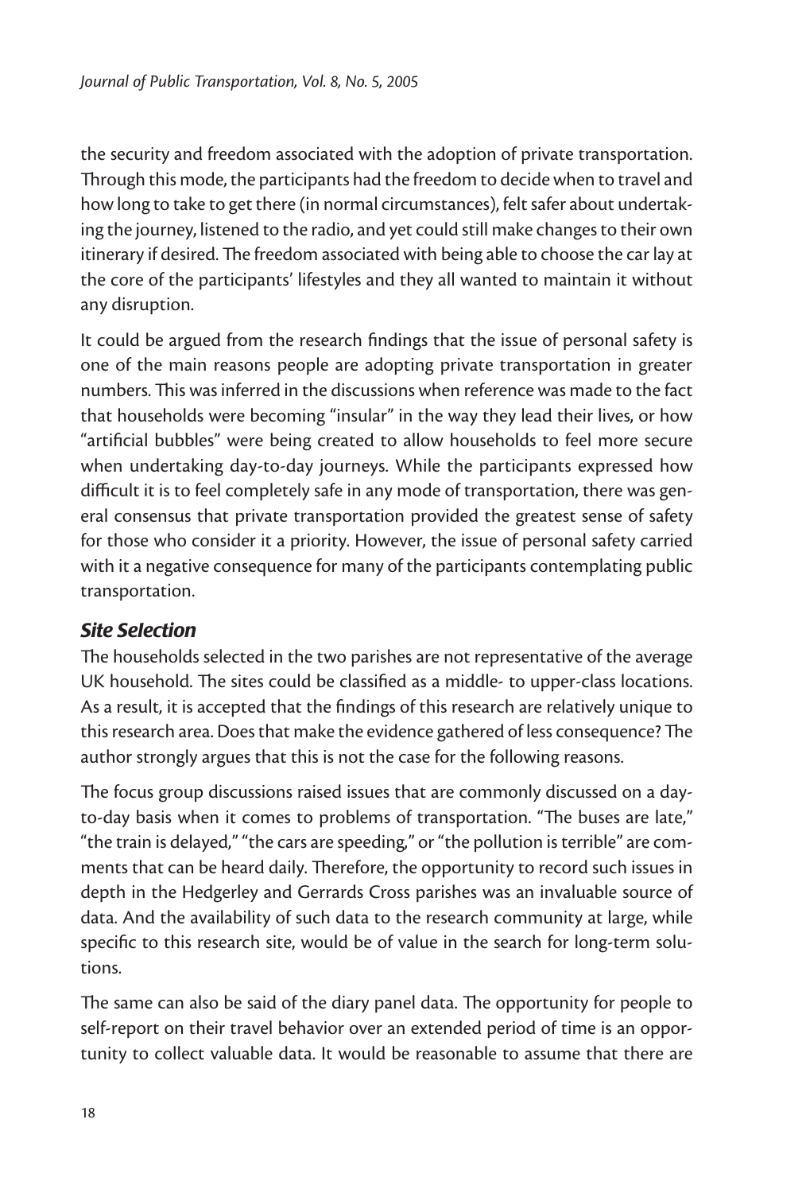the security and freedom associated with the adoption of private transportation. Through this mode, the participants had the freedom to decide when to travel and how long to take to get there (in normal circumstances), felt safer about undertaking the journey, listened to the radio, and yet could still make changes to their own itinerary if desired. The freedom associated with being able to choose the car lay at the core of the participants' lifestyles and they all wanted to maintain it without any disruption.

It could be argued from the research findings that the issue of personal safety is one of the main reasons people are adopting private transportation in greater numbers. This was inferred in the discussions when reference was made to the fact that households were becoming "insular" in the way they lead their lives, or how "artificial bubbles" were being created to allow households to feel more secure when undertaking day-to-day journeys. While the participants expressed how difficult it is to feel completely safe in any mode of transportation, there was general consensus that private transportation provided the greatest sense of safety for those who consider it a priority. However, the issue of personal safety carried with it a negative consequence for many of the participants contemplating public transportation.

### *Site Selection*

The households selected in the two parishes are not representative of the average UK household. The sites could be classified as a middle- to upper-class locations. As a result, it is accepted that the findings of this research are relatively unique to this research area. Does that make the evidence gathered of less consequence? The author strongly argues that this is not the case for the following reasons.

The focus group discussions raised issues that are commonly discussed on a day-to-day basis when it comes to problems of transportation. "The buses are late," "the train is delayed," "the cars are speeding," or "the pollution is terrible" are comments that can be heard daily. Therefore, the opportunity to record such issues in depth in the Hedgerley and Gerrards Cross parishes was an invaluable source of data. And the availability of such data to the research community at large, while specific to this research site, would be of value in the search for long-term solutions.

The same can also be said of the diary panel data. The opportunity for people to self-report on their travel behavior over an extended period of time is an opportunity to collect valuable data. It would be reasonable to assume that there are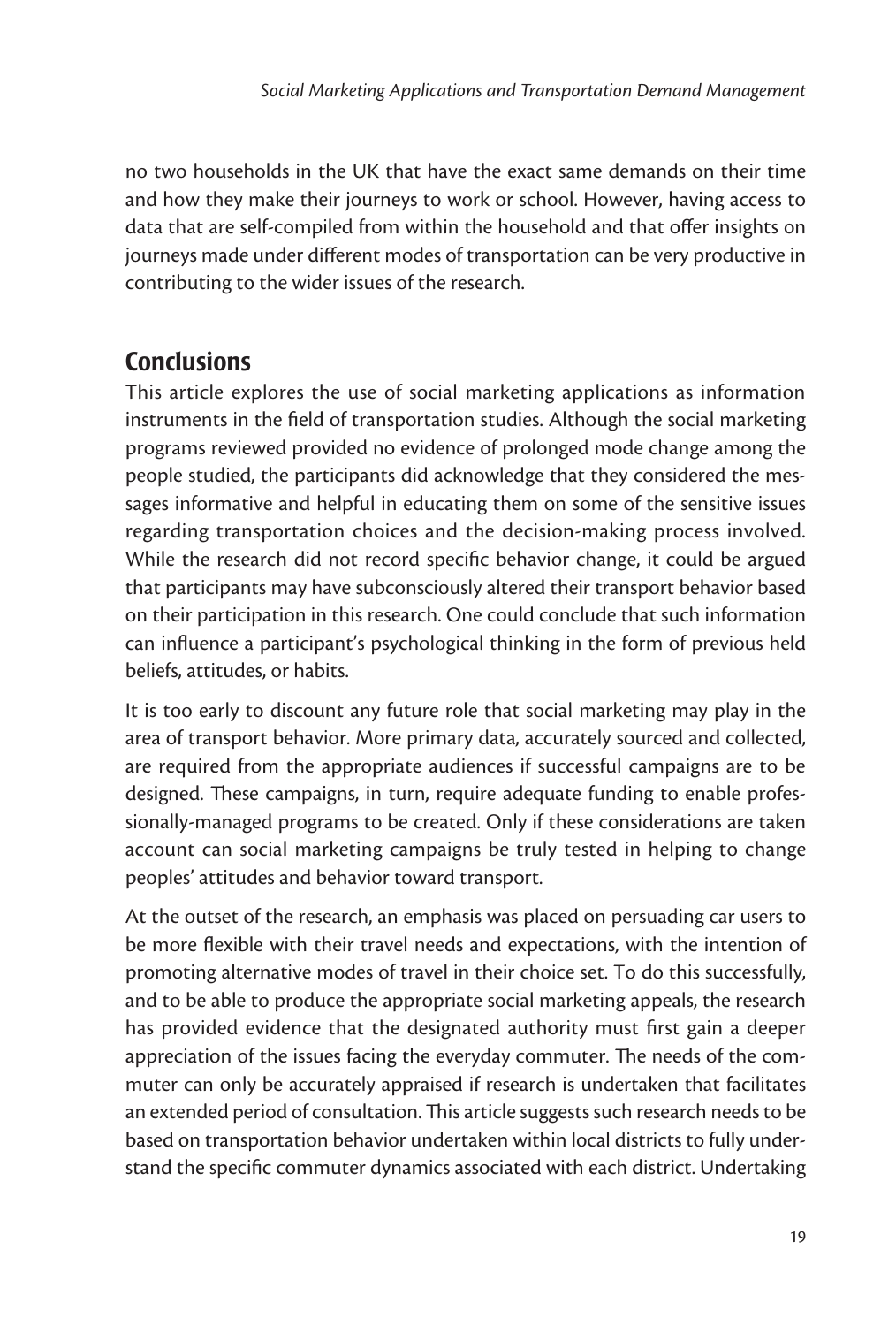no two households in the UK that have the exact same demands on their time and how they make their journeys to work or school. However, having access to data that are self-compiled from within the household and that offer insights on journeys made under different modes of transportation can be very productive in contributing to the wider issues of the research.

## Conclusions

This article explores the use of social marketing applications as information instruments in the field of transportation studies. Although the social marketing programs reviewed provided no evidence of prolonged mode change among the people studied, the participants did acknowledge that they considered the messages informative and helpful in educating them on some of the sensitive issues regarding transportation choices and the decision-making process involved. While the research did not record specific behavior change, it could be argued that participants may have subconsciously altered their transport behavior based on their participation in this research. One could conclude that such information can influence a participant's psychological thinking in the form of previous held beliefs, attitudes, or habits.

It is too early to discount any future role that social marketing may play in the area of transport behavior. More primary data, accurately sourced and collected, are required from the appropriate audiences if successful campaigns are to be designed. These campaigns, in turn, require adequate funding to enable professionally-managed programs to be created. Only if these considerations are taken account can social marketing campaigns be truly tested in helping to change peoples' attitudes and behavior toward transport.

At the outset of the research, an emphasis was placed on persuading car users to be more flexible with their travel needs and expectations, with the intention of promoting alternative modes of travel in their choice set. To do this successfully, and to be able to produce the appropriate social marketing appeals, the research has provided evidence that the designated authority must first gain a deeper appreciation of the issues facing the everyday commuter. The needs of the commuter can only be accurately appraised if research is undertaken that facilitates an extended period of consultation. This article suggests such research needs to be based on transportation behavior undertaken within local districts to fully understand the specific commuter dynamics associated with each district. Undertaking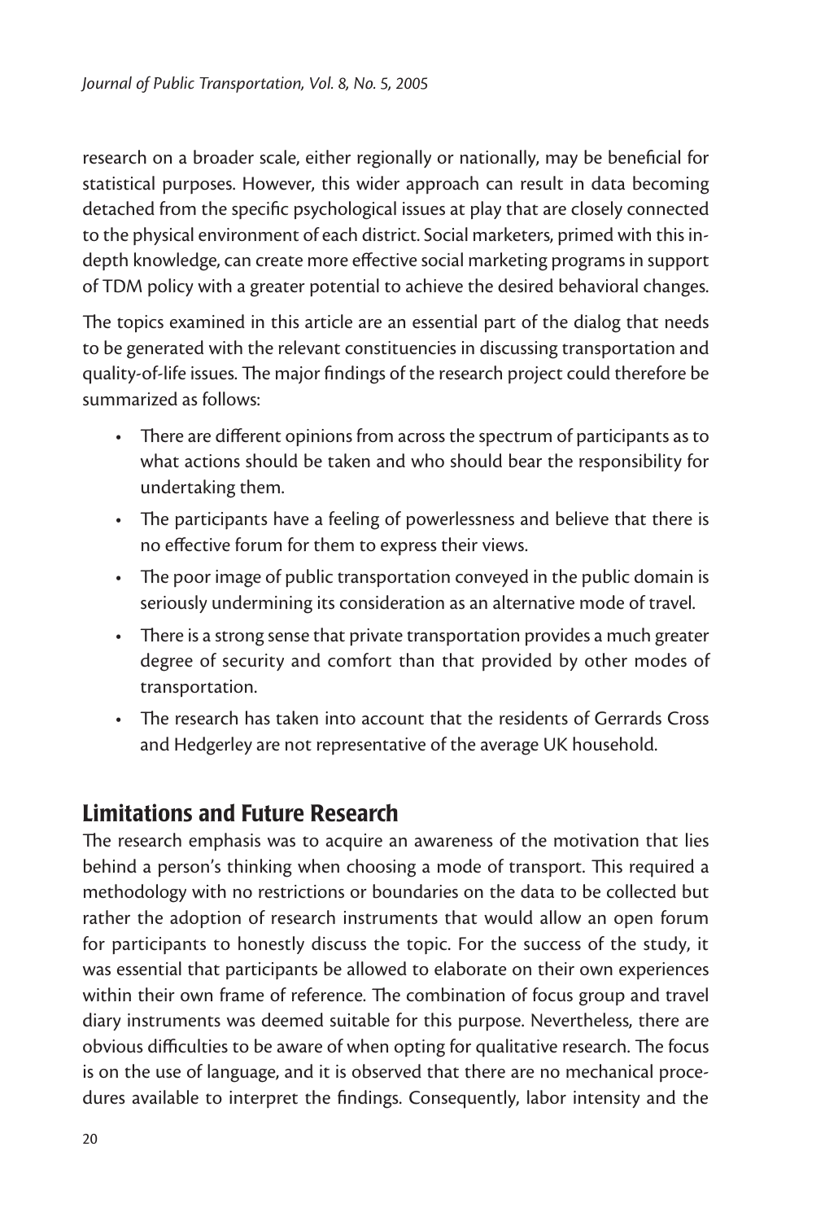research on a broader scale, either regionally or nationally, may be beneficial for statistical purposes. However, this wider approach can result in data becoming detached from the specific psychological issues at play that are closely connected to the physical environment of each district. Social marketers, primed with this in-depth knowledge, can create more effective social marketing programs in support of TDM policy with a greater potential to achieve the desired behavioral changes.

The topics examined in this article are an essential part of the dialog that needs to be generated with the relevant constituencies in discussing transportation and quality-of-life issues. The major findings of the research project could therefore be summarized as follows:

- There are different opinions from across the spectrum of participants as to what actions should be taken and who should bear the responsibility for undertaking them.
- The participants have a feeling of powerlessness and believe that there is no effective forum for them to express their views.
- The poor image of public transportation conveyed in the public domain is seriously undermining its consideration as an alternative mode of travel.
- There is a strong sense that private transportation provides a much greater degree of security and comfort than that provided by other modes of transportation.
- The research has taken into account that the residents of Gerrards Cross and Hedgerley are not representative of the average UK household.

## Limitations and Future Research

The research emphasis was to acquire an awareness of the motivation that lies behind a person's thinking when choosing a mode of transport. This required a methodology with no restrictions or boundaries on the data to be collected but rather the adoption of research instruments that would allow an open forum for participants to honestly discuss the topic. For the success of the study, it was essential that participants be allowed to elaborate on their own experiences within their own frame of reference. The combination of focus group and travel diary instruments was deemed suitable for this purpose. Nevertheless, there are obvious difficulties to be aware of when opting for qualitative research. The focus is on the use of language, and it is observed that there are no mechanical procedures available to interpret the findings. Consequently, labor intensity and the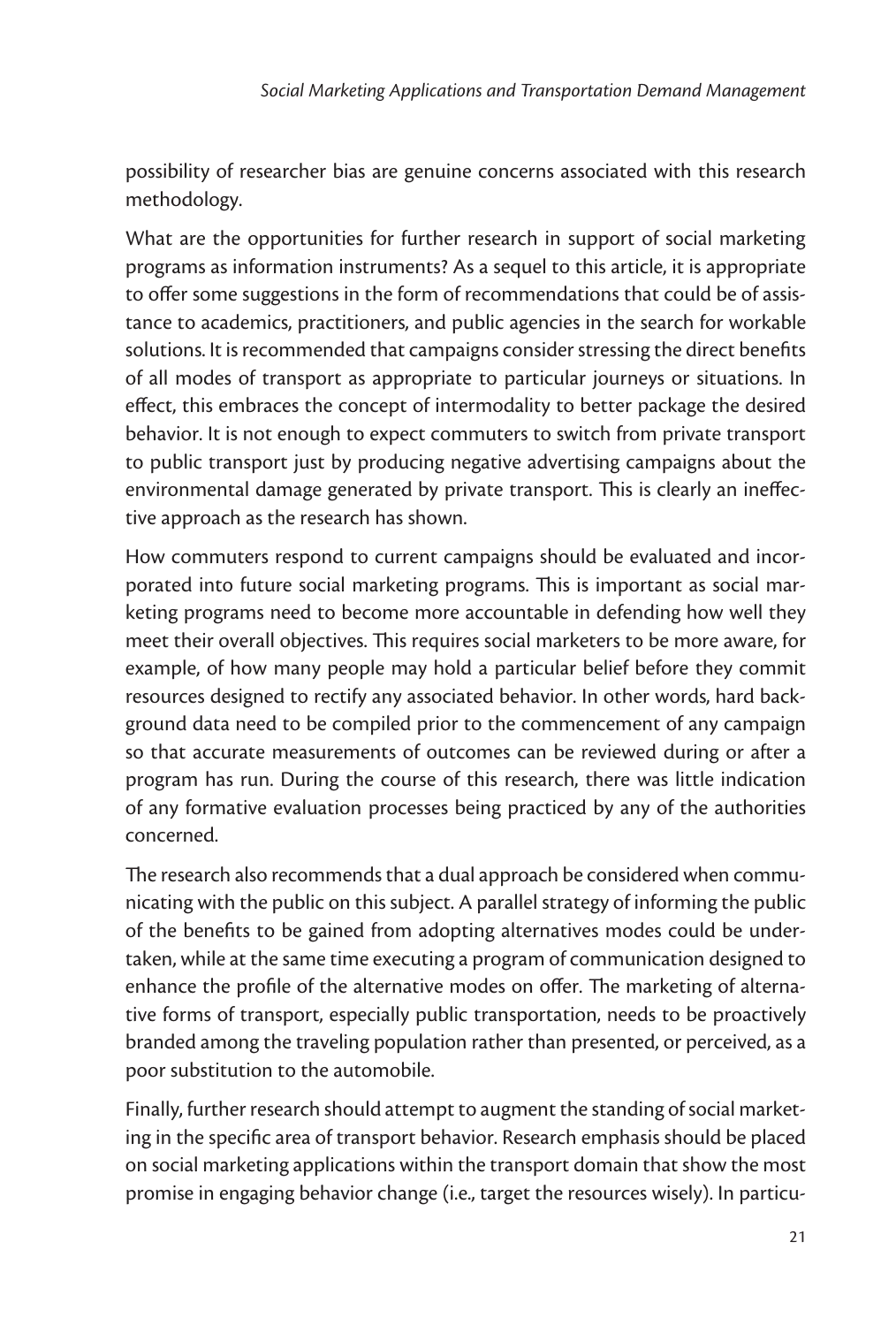possibility of researcher bias are genuine concerns associated with this research methodology.

What are the opportunities for further research in support of social marketing programs as information instruments? As a sequel to this article, it is appropriate to offer some suggestions in the form of recommendations that could be of assistance to academics, practitioners, and public agencies in the search for workable solutions. It is recommended that campaigns consider stressing the direct benefits of all modes of transport as appropriate to particular journeys or situations. In effect, this embraces the concept of intermodality to better package the desired behavior. It is not enough to expect commuters to switch from private transport to public transport just by producing negative advertising campaigns about the environmental damage generated by private transport. This is clearly an ineffective approach as the research has shown.

How commuters respond to current campaigns should be evaluated and incorporated into future social marketing programs. This is important as social marketing programs need to become more accountable in defending how well they meet their overall objectives. This requires social marketers to be more aware, for example, of how many people may hold a particular belief before they commit resources designed to rectify any associated behavior. In other words, hard background data need to be compiled prior to the commencement of any campaign so that accurate measurements of outcomes can be reviewed during or after a program has run. During the course of this research, there was little indication of any formative evaluation processes being practiced by any of the authorities concerned.

The research also recommends that a dual approach be considered when communicating with the public on this subject. A parallel strategy of informing the public of the benefits to be gained from adopting alternatives modes could be undertaken, while at the same time executing a program of communication designed to enhance the profile of the alternative modes on offer. The marketing of alternative forms of transport, especially public transportation, needs to be proactively branded among the traveling population rather than presented, or perceived, as a poor substitution to the automobile.

Finally, further research should attempt to augment the standing of social marketing in the specific area of transport behavior. Research emphasis should be placed on social marketing applications within the transport domain that show the most promise in engaging behavior change (i.e., target the resources wisely). In particu-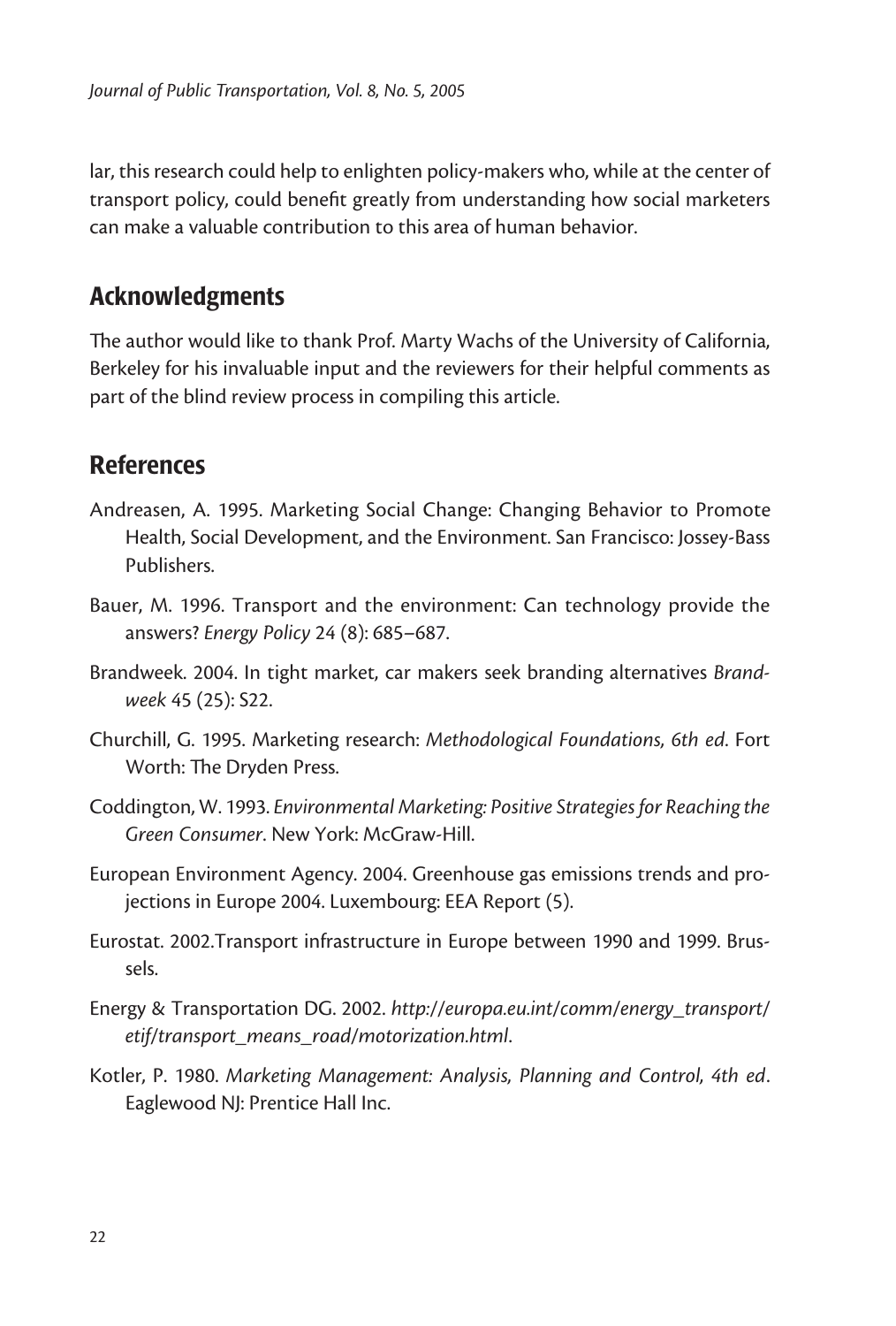lar, this research could help to enlighten policy-makers who, while at the center of transport policy, could benefit greatly from understanding how social marketers can make a valuable contribution to this area of human behavior.

## Acknowledgments

The author would like to thank Prof. Marty Wachs of the University of California, Berkeley for his invaluable input and the reviewers for their helpful comments as part of the blind review process in compiling this article.

## References

Andreasen, A. 1995. Marketing Social Change: Changing Behavior to Promote Health, Social Development, and the Environment. San Francisco: Jossey-Bass Publishers.

Bauer, M. 1996. Transport and the environment: Can technology provide the answers? *Energy Policy* 24 (8): 685–687.

Brandweek. 2004. In tight market, car makers seek branding alternatives *Brandweek* 45 (25): S22.

Churchill, G. 1995. Marketing research: *Methodological Foundations, 6th ed*. Fort Worth: The Dryden Press.

Coddington, W. 1993. *Environmental Marketing: Positive Strategies for Reaching the Green Consumer*. New York: McGraw-Hill.

European Environment Agency. 2004. Greenhouse gas emissions trends and projections in Europe 2004. Luxembourg: EEA Report (5).

Eurostat. 2002.Transport infrastructure in Europe between 1990 and 1999. Brussels.

Energy & Transportation DG. 2002. *http://europa.eu.int/comm/energy_transport/etif/transport_means_road/motorization.html*.

Kotler, P. 1980. *Marketing Management: Analysis, Planning and Control, 4th ed*. Eaglewood NJ: Prentice Hall Inc.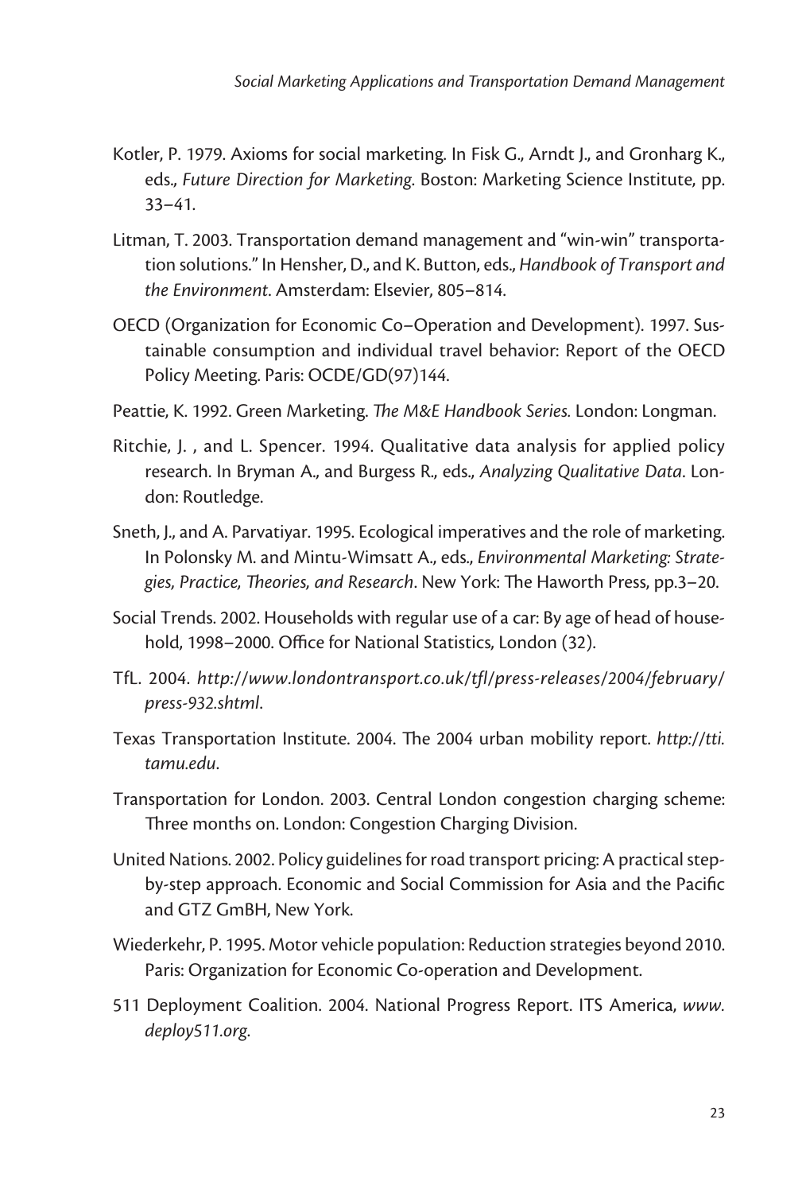Kotler, P. 1979. Axioms for social marketing. In Fisk G., Arndt J., and Gronharg K., eds., *Future Direction for Marketing*. Boston: Marketing Science Institute, pp. 33–41.

Litman, T. 2003. Transportation demand management and "win-win" transportation solutions." In Hensher, D., and K. Button, eds., *Handbook of Transport and the Environment*. Amsterdam: Elsevier, 805–814.

OECD (Organization for Economic Co–Operation and Development). 1997. Sustainable consumption and individual travel behavior: Report of the OECD Policy Meeting. Paris: OCDE/GD(97)144.

Peattie, K. 1992. Green Marketing. *The M&E Handbook Series.* London: Longman.

Ritchie, J. , and L. Spencer. 1994. Qualitative data analysis for applied policy research. In Bryman A., and Burgess R., eds., *Analyzing Qualitative Data*. London: Routledge.

Sneth, J., and A. Parvatiyar. 1995. Ecological imperatives and the role of marketing. In Polonsky M. and Mintu-Wimsatt A., eds., *Environmental Marketing: Strategies, Practice, Theories, and Research*. New York: The Haworth Press, pp.3–20.

Social Trends. 2002. Households with regular use of a car: By age of head of household, 1998–2000. Office for National Statistics, London (32).

TfL. 2004. *http://www.londontransport.co.uk/tfl/press-releases/2004/february/press-932.shtml*.

Texas Transportation Institute. 2004. The 2004 urban mobility report. *http://tti.tamu.edu*.

Transportation for London. 2003. Central London congestion charging scheme: Three months on. London: Congestion Charging Division.

United Nations. 2002. Policy guidelines for road transport pricing: A practical step-by-step approach. Economic and Social Commission for Asia and the Pacific and GTZ GmBH, New York.

Wiederkehr, P. 1995. Motor vehicle population: Reduction strategies beyond 2010. Paris: Organization for Economic Co-operation and Development.

511 Deployment Coalition. 2004. National Progress Report. ITS America, *www.deploy511.org*.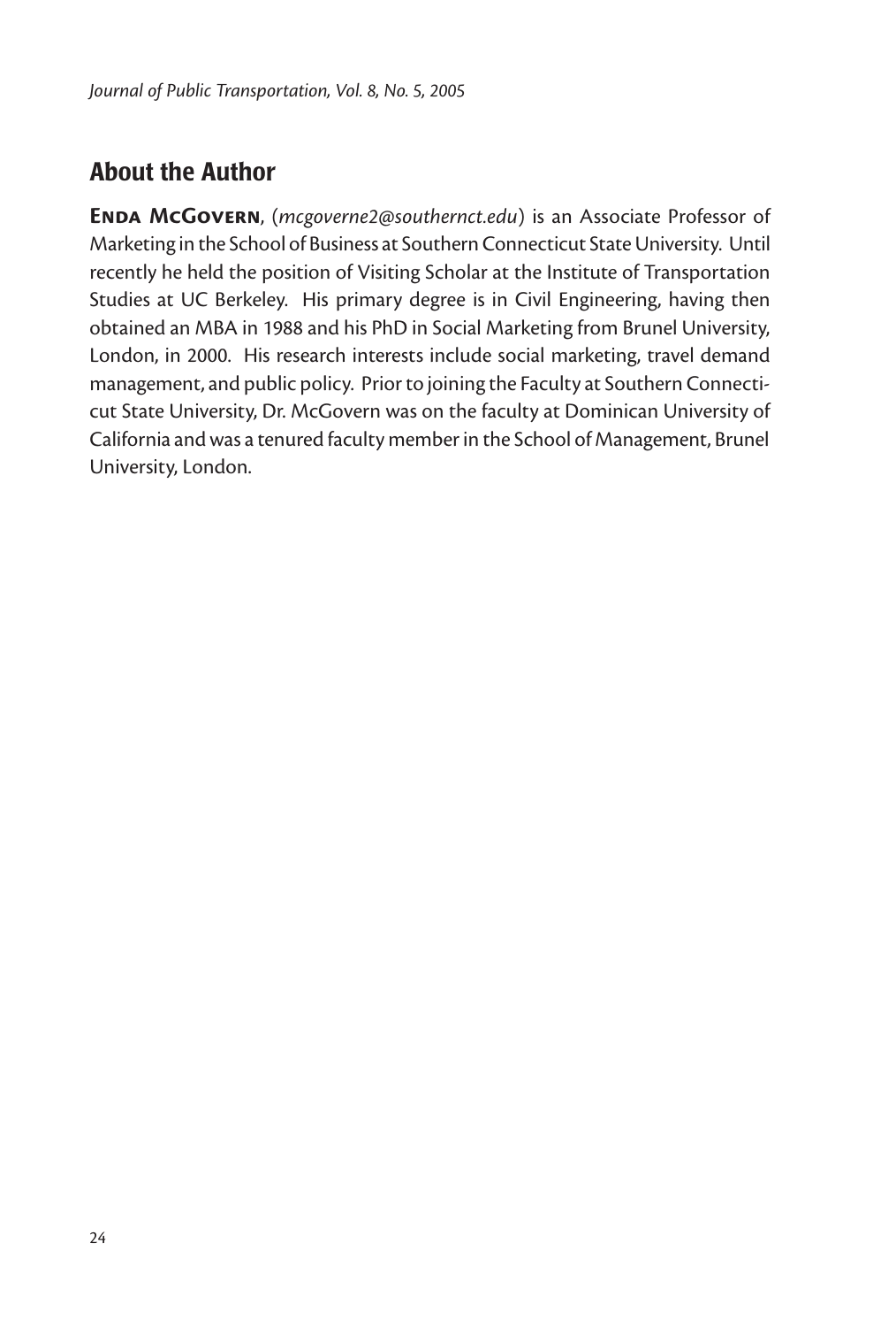## About the Author

**Enda McGovern**, (*mcgoverne2@southernct.edu*) is an Associate Professor of Marketing in the School of Business at Southern Connecticut State University. Until recently he held the position of Visiting Scholar at the Institute of Transportation Studies at UC Berkeley. His primary degree is in Civil Engineering, having then obtained an MBA in 1988 and his PhD in Social Marketing from Brunel University, London, in 2000. His research interests include social marketing, travel demand management, and public policy. Prior to joining the Faculty at Southern Connecticut State University, Dr. McGovern was on the faculty at Dominican University of California and was a tenured faculty member in the School of Management, Brunel University, London.